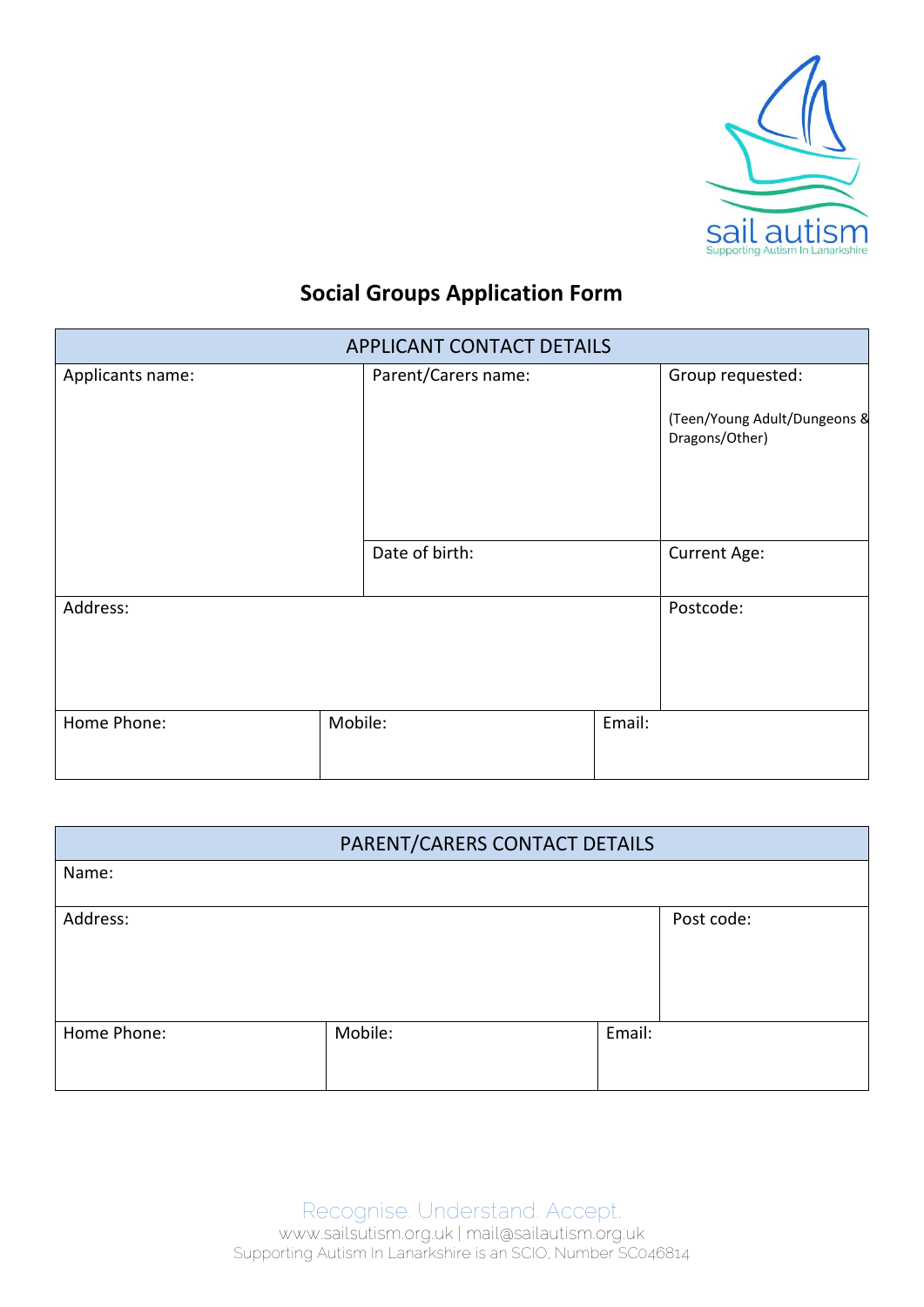sail autism
Supporting Autism In Lanarkshire

# Social Groups Application Form

| APPLICANT CONTACT DETAILS | | |
|---|---|---|
| Applicants name: | Parent/Carers name: | Group requested: (Teen/Young Adult/Dungeons & Dragons/Other) |
| | Date of birth: | Current Age: |
| Address: | | Postcode: |
| Home Phone: | Mobile: | Email: |

| PARENT/CARERS CONTACT DETAILS | | |
|---|---|---|
| Name: | | |
| Address: | | Post code: |
| Home Phone: | Mobile: | Email: |

Recognise. Understand. Accept.
www.sailsutism.org.uk | mail@sailautism.org.uk
Supporting Autism In Lanarkshire is an SCIO, Number SC046814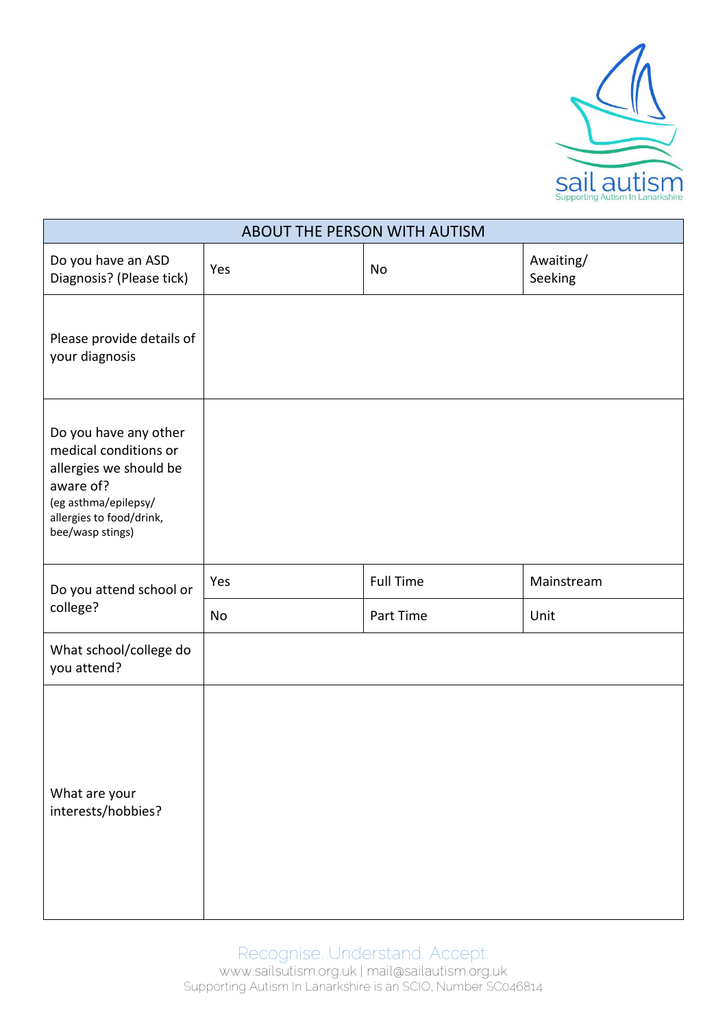sail autism
Supporting Autism In Lanarkshire

| ABOUT THE PERSON WITH AUTISM | | | |
|---|---|---|---|
| Do you have an ASD Diagnosis? (Please tick) | Yes | No | Awaiting/ Seeking |
| Please provide details of your diagnosis | | | |
| Do you have any other medical conditions or allergies we should be aware of? (eg asthma/epilepsy/ allergies to food/drink, bee/wasp stings) | | | |
| Do you attend school or college? | Yes | Full Time | Mainstream |
| | No | Part Time | Unit |
| What school/college do you attend? | | | |
| What are your interests/hobbies? | | | |

Recognise. Understand. Accept.
www.sailsutism.org.uk | mail@sailautism.org.uk
Supporting Autism In Lanarkshire is an SCIO, Number SC046814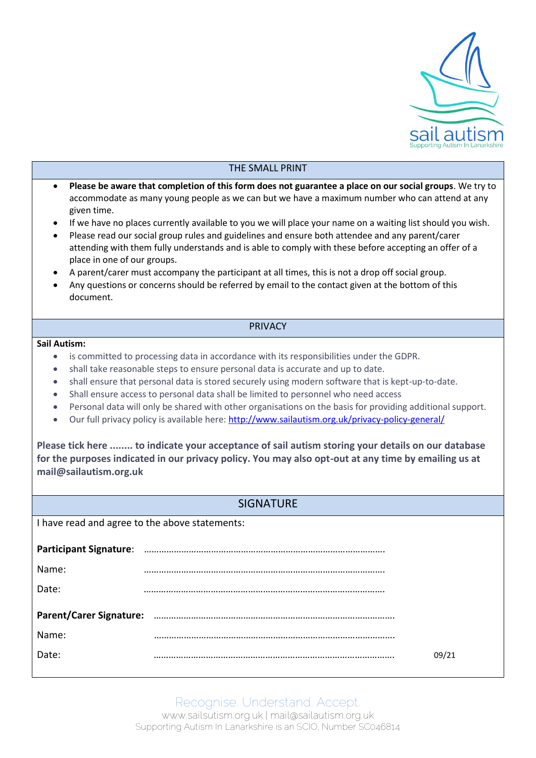## THE SMALL PRINT

- **Please be aware that completion of this form does not guarantee a place on our social groups**. We try to accommodate as many young people as we can but we have a maximum number who can attend at any given time.
- If we have no places currently available to you we will place your name on a waiting list should you wish.
- Please read our social group rules and guidelines and ensure both attendee and any parent/carer attending with them fully understands and is able to comply with these before accepting an offer of a place in one of our groups.
- A parent/carer must accompany the participant at all times, this is not a drop off social group.
- Any questions or concerns should be referred by email to the contact given at the bottom of this document.

## PRIVACY

**Sail Autism:**

- is committed to processing data in accordance with its responsibilities under the GDPR.
- shall take reasonable steps to ensure personal data is accurate and up to date.
- shall ensure that personal data is stored securely using modern software that is kept-up-to-date.
- Shall ensure access to personal data shall be limited to personnel who need access
- Personal data will only be shared with other organisations on the basis for providing additional support.
- Our full privacy policy is available here: http://www.sailautism.org.uk/privacy-policy-general/

**Please tick here ........ to indicate your acceptance of sail autism storing your details on our database for the purposes indicated in our privacy policy. You may also opt-out at any time by emailing us at mail@sailautism.org.uk**

## SIGNATURE

I have read and agree to the above statements:

**Participant Signature**: ……………………………………………………………………………………

Name: ……………………………………………………………………………………

Date: ……………………………………………………………………………………

**Parent/Carer Signature:** ……………………………………………………………………………………

Name: ……………………………………………………………………………………

Date: ……………………………………………………………………………………

09/21

Recognise. Understand. Accept.

www.sailsutism.org.uk | mail@sailautism.org.uk

Supporting Autism In Lanarkshire is an SCIO, Number SC046814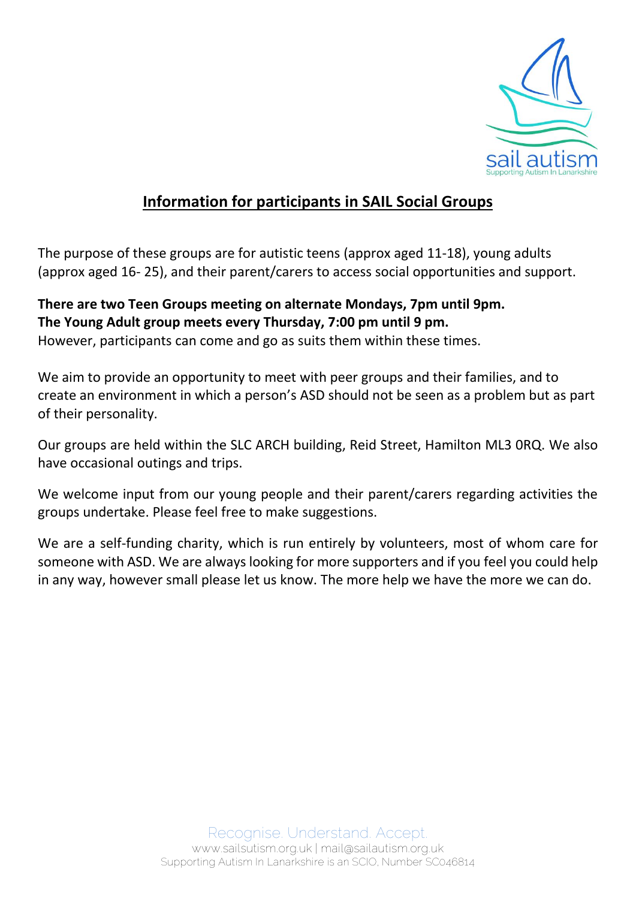## Information for participants in SAIL Social Groups

The purpose of these groups are for autistic teens (approx aged 11-18), young adults (approx aged 16- 25), and their parent/carers to access social opportunities and support.

**There are two Teen Groups meeting on alternate Mondays, 7pm until 9pm.**
**The Young Adult group meets every Thursday, 7:00 pm until 9 pm.**
However, participants can come and go as suits them within these times.

We aim to provide an opportunity to meet with peer groups and their families, and to create an environment in which a person's ASD should not be seen as a problem but as part of their personality.

Our groups are held within the SLC ARCH building, Reid Street, Hamilton ML3 0RQ. We also have occasional outings and trips.

We welcome input from our young people and their parent/carers regarding activities the groups undertake. Please feel free to make suggestions.

We are a self-funding charity, which is run entirely by volunteers, most of whom care for someone with ASD. We are always looking for more supporters and if you feel you could help in any way, however small please let us know. The more help we have the more we can do.

Recognise. Understand. Accept.
www.sailsutism.org.uk | mail@sailautism.org.uk
Supporting Autism In Lanarkshire is an SCIO, Number SC046814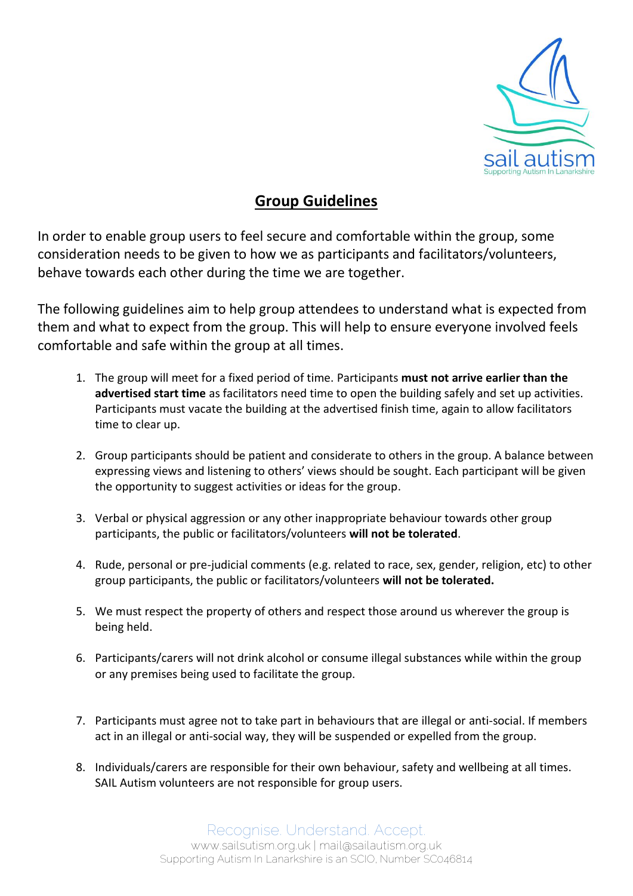## Group Guidelines

In order to enable group users to feel secure and comfortable within the group, some consideration needs to be given to how we as participants and facilitators/volunteers, behave towards each other during the time we are together.

The following guidelines aim to help group attendees to understand what is expected from them and what to expect from the group. This will help to ensure everyone involved feels comfortable and safe within the group at all times.

1. The group will meet for a fixed period of time. Participants **must not arrive earlier than the advertised start time** as facilitators need time to open the building safely and set up activities. Participants must vacate the building at the advertised finish time, again to allow facilitators time to clear up.

2. Group participants should be patient and considerate to others in the group. A balance between expressing views and listening to others' views should be sought. Each participant will be given the opportunity to suggest activities or ideas for the group.

3. Verbal or physical aggression or any other inappropriate behaviour towards other group participants, the public or facilitators/volunteers **will not be tolerated**.

4. Rude, personal or pre-judicial comments (e.g. related to race, sex, gender, religion, etc) to other group participants, the public or facilitators/volunteers **will not be tolerated.**

5. We must respect the property of others and respect those around us wherever the group is being held.

6. Participants/carers will not drink alcohol or consume illegal substances while within the group or any premises being used to facilitate the group.

7. Participants must agree not to take part in behaviours that are illegal or anti-social. If members act in an illegal or anti-social way, they will be suspended or expelled from the group.

8. Individuals/carers are responsible for their own behaviour, safety and wellbeing at all times. SAIL Autism volunteers are not responsible for group users.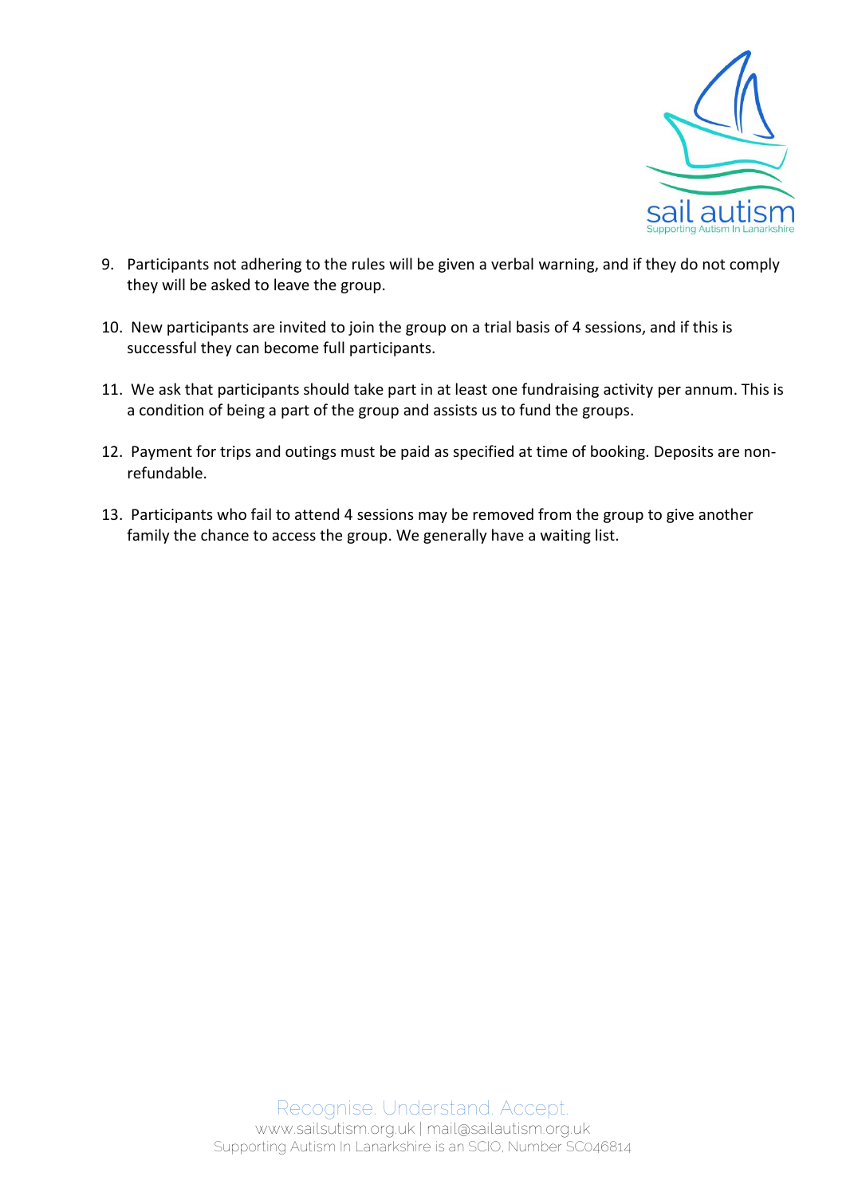9. Participants not adhering to the rules will be given a verbal warning, and if they do not comply they will be asked to leave the group.

10. New participants are invited to join the group on a trial basis of 4 sessions, and if this is successful they can become full participants.

11. We ask that participants should take part in at least one fundraising activity per annum. This is a condition of being a part of the group and assists us to fund the groups.

12. Payment for trips and outings must be paid as specified at time of booking. Deposits are non-refundable.

13. Participants who fail to attend 4 sessions may be removed from the group to give another family the chance to access the group. We generally have a waiting list.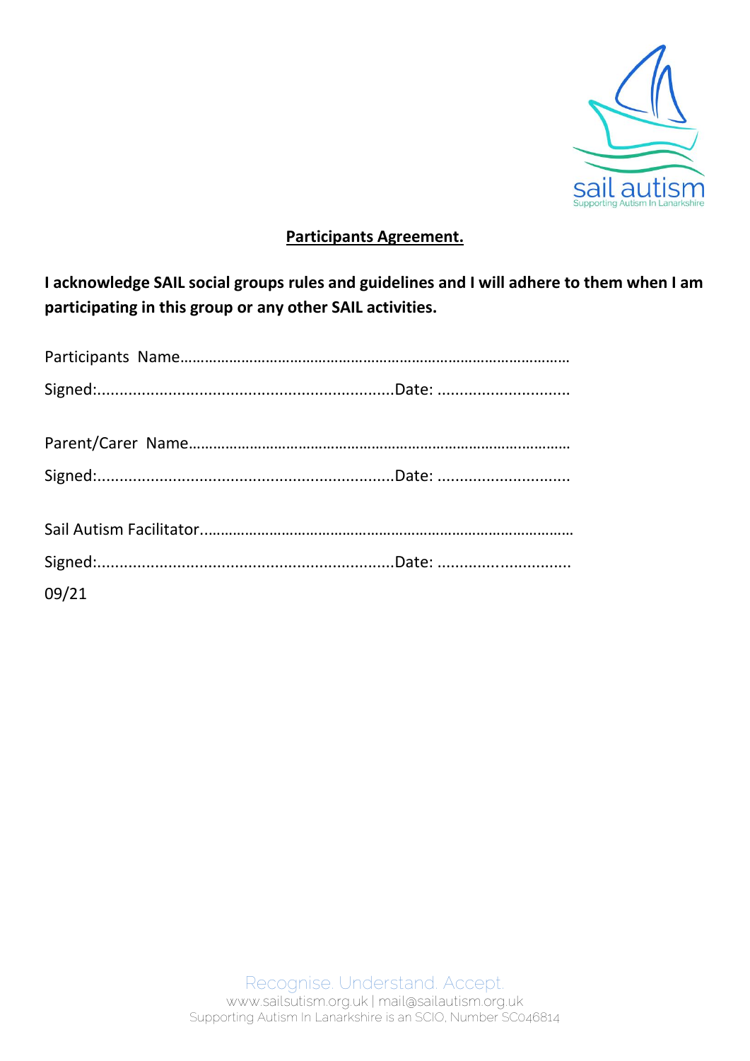sail autism
Supporting Autism In Lanarkshire

**Participants Agreement.**

**I acknowledge SAIL social groups rules and guidelines and I will adhere to them when I am participating in this group or any other SAIL activities.**

Participants Name……………………………………………………………………………………

Signed:...................................................................Date: ..............................

Parent/Carer Name…………………………………………………………………………………

Signed:...................................................................Date: ..............................

Sail Autism Facilitator..…………………………………………………………………………….

Signed:...................................................................Date: ..............................

09/21

Recognise. Understand. Accept.
www.sailsutism.org.uk | mail@sailautism.org.uk
Supporting Autism In Lanarkshire is an SCIO, Number SC046814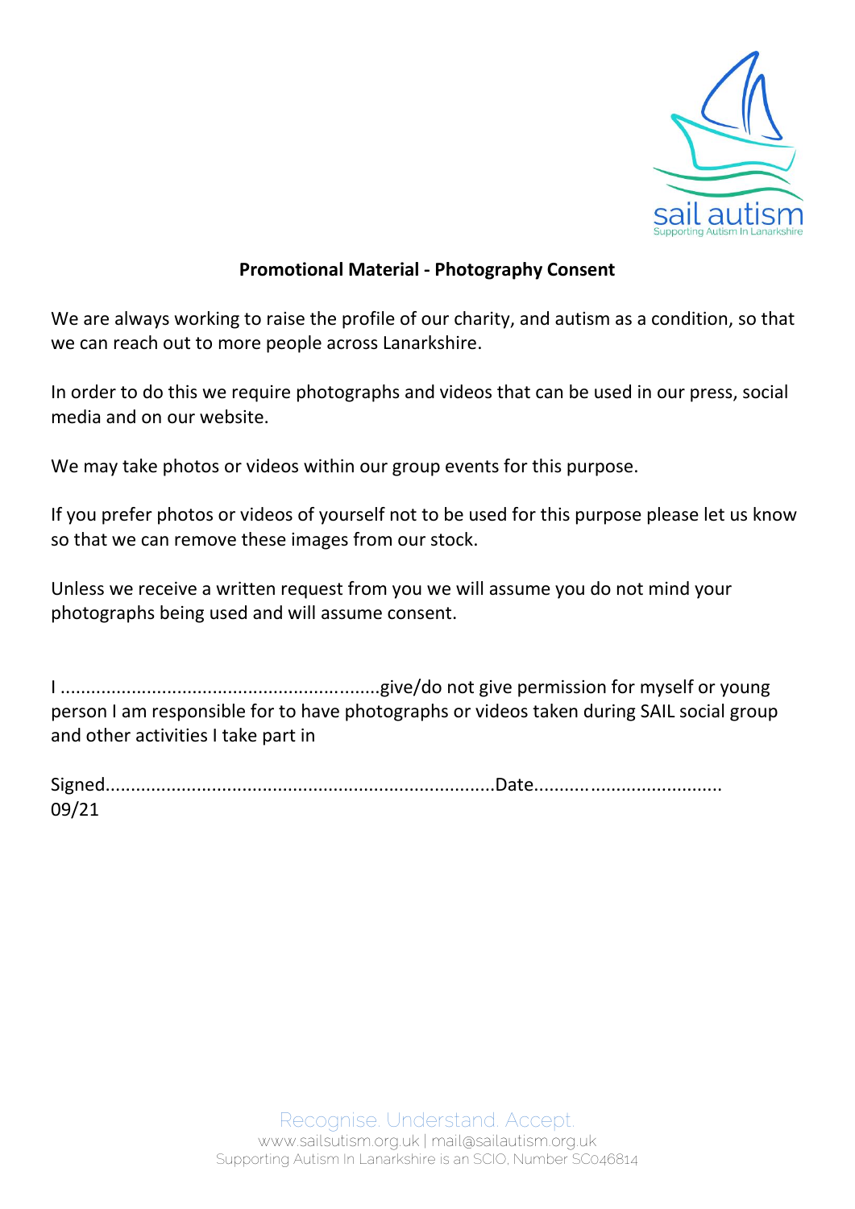## Promotional Material - Photography Consent

We are always working to raise the profile of our charity, and autism as a condition, so that we can reach out to more people across Lanarkshire.

In order to do this we require photographs and videos that can be used in our press, social media and on our website.

We may take photos or videos within our group events for this purpose.

If you prefer photos or videos of yourself not to be used for this purpose please let us know so that we can remove these images from our stock.

Unless we receive a written request from you we will assume you do not mind your photographs being used and will assume consent.

I ..............................................................give/do not give permission for myself or young person I am responsible for to have photographs or videos taken during SAIL social group and other activities I take part in

Signed...........................................................................Date......................................

09/21

Recognise. Understand. Accept.

www.sailsutism.org.uk | mail@sailautism.org.uk

Supporting Autism In Lanarkshire is an SCIO, Number SC046814